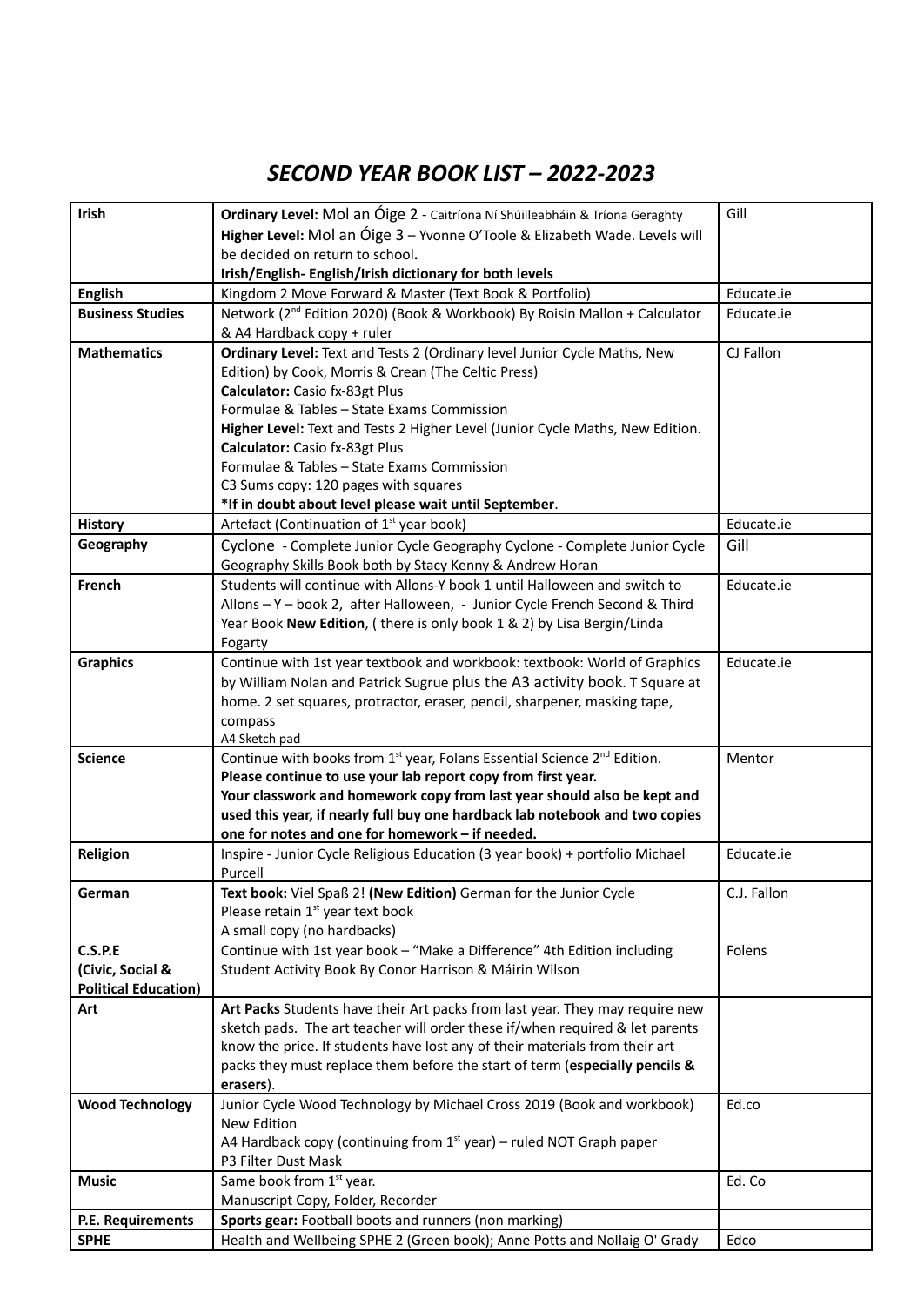# *SECOND YEAR BOOK LIST – 2022-2023*

| | | |
|---|---|---|
| **Irish** | **Ordinary Level:** Mol an Óige 2 - Caitríona Ní Shúilleabháin & Tríona Geraghty<br>**Higher Level:** Mol an Óige 3 – Yvonne O'Toole & Elizabeth Wade. Levels will be decided on return to school**.**<br>**Irish/English- English/Irish dictionary for both levels** | Gill |
| **English** | Kingdom 2 Move Forward & Master (Text Book & Portfolio) | Educate.ie |
| **Business Studies** | Network (2nd Edition 2020) (Book & Workbook) By Roisin Mallon + Calculator & A4 Hardback copy + ruler | Educate.ie |
| **Mathematics** | **Ordinary Level:** Text and Tests 2 (Ordinary level Junior Cycle Maths, New Edition) by Cook, Morris & Crean (The Celtic Press)<br>**Calculator:** Casio fx-83gt Plus<br>Formulae & Tables – State Exams Commission<br>**Higher Level:** Text and Tests 2 Higher Level (Junior Cycle Maths, New Edition.<br>**Calculator:** Casio fx-83gt Plus<br>Formulae & Tables – State Exams Commission<br>C3 Sums copy: 120 pages with squares<br>**\*If in doubt about level please wait until September**. | CJ Fallon |
| **History** | Artefact (Continuation of 1st year book) | Educate.ie |
| **Geography** | Cyclone - Complete Junior Cycle Geography Cyclone - Complete Junior Cycle Geography Skills Book both by Stacy Kenny & Andrew Horan | Gill |
| **French** | Students will continue with Allons-Y book 1 until Halloween and switch to Allons – Y – book 2, after Halloween, - Junior Cycle French Second & Third Year Book **New Edition**, ( there is only book 1 & 2) by Lisa Bergin/Linda Fogarty | Educate.ie |
| **Graphics** | Continue with 1st year textbook and workbook: textbook: World of Graphics by William Nolan and Patrick Sugrue plus the A3 activity book. T Square at home. 2 set squares, protractor, eraser, pencil, sharpener, masking tape, compass<br>A4 Sketch pad | Educate.ie |
| **Science** | Continue with books from 1st year, Folans Essential Science 2nd Edition.<br>**Please continue to use your lab report copy from first year.**<br>**Your classwork and homework copy from last year should also be kept and used this year, if nearly full buy one hardback lab notebook and two copies one for notes and one for homework – if needed.** | Mentor |
| **Religion** | Inspire - Junior Cycle Religious Education (3 year book) + portfolio Michael Purcell | Educate.ie |
| **German** | **Text book:** Viel Spaß 2! **(New Edition)** German for the Junior Cycle<br>Please retain 1st year text book<br>A small copy (no hardbacks) | C.J. Fallon |
| **C.S.P.E (Civic, Social & Political Education)** | Continue with 1st year book – "Make a Difference" 4th Edition including Student Activity Book By Conor Harrison & Máirin Wilson | Folens |
| **Art** | **Art Packs** Students have their Art packs from last year. They may require new sketch pads. The art teacher will order these if/when required & let parents know the price. If students have lost any of their materials from their art packs they must replace them before the start of term (**especially pencils & erasers**). | |
| **Wood Technology** | Junior Cycle Wood Technology by Michael Cross 2019 (Book and workbook) New Edition<br>A4 Hardback copy (continuing from 1st year) – ruled NOT Graph paper<br>P3 Filter Dust Mask | Ed.co |
| **Music** | Same book from 1st year.<br>Manuscript Copy, Folder, Recorder | Ed. Co |
| **P.E. Requirements** | **Sports gear:** Football boots and runners (non marking) | |
| **SPHE** | Health and Wellbeing SPHE 2 (Green book); Anne Potts and Nollaig O' Grady | Edco |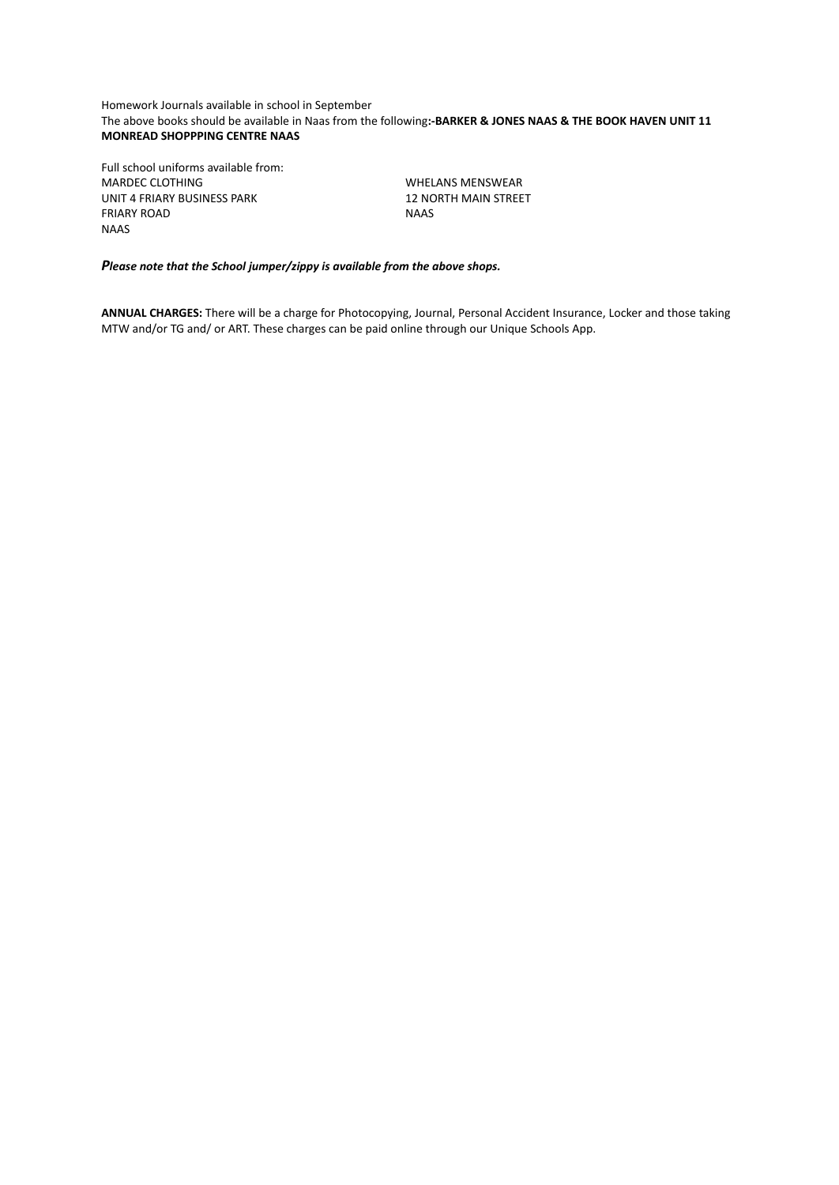Homework Journals available in school in September
The above books should be available in Naas from the following**:-BARKER & JONES NAAS & THE BOOK HAVEN UNIT 11 MONREAD SHOPPPING CENTRE NAAS**

Full school uniforms available from:

MARDEC CLOTHING
UNIT 4 FRIARY BUSINESS PARK
FRIARY ROAD
NAAS

WHELANS MENSWEAR
12 NORTH MAIN STREET
NAAS

***Please note that the School jumper/zippy is available from the above shops.***

**ANNUAL CHARGES:** There will be a charge for Photocopying, Journal, Personal Accident Insurance, Locker and those taking MTW and/or TG and/ or ART. These charges can be paid online through our Unique Schools App.